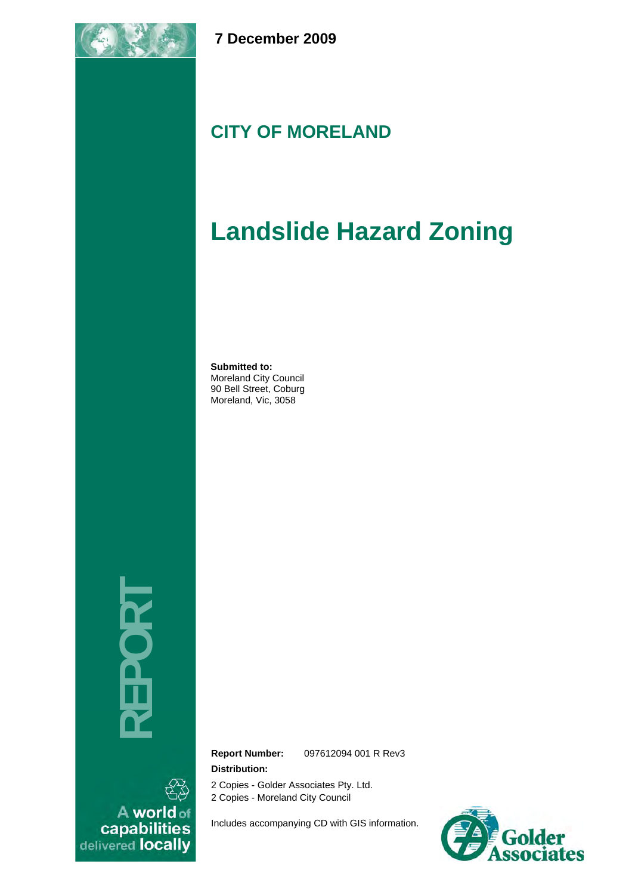**7 December 2009**

## CITY OF MORELAND

# Landslide Hazard Zoning

**Submitted to:**
Moreland City Council
90 Bell Street, Coburg
Moreland, Vic, 3058

REPORT

**Report Number:** 097612094 001 R Rev3

**Distribution:**

2 Copies - Golder Associates Pty. Ltd.
2 Copies - Moreland City Council

Includes accompanying CD with GIS information.

A world of capabilities delivered locally

Golder Associates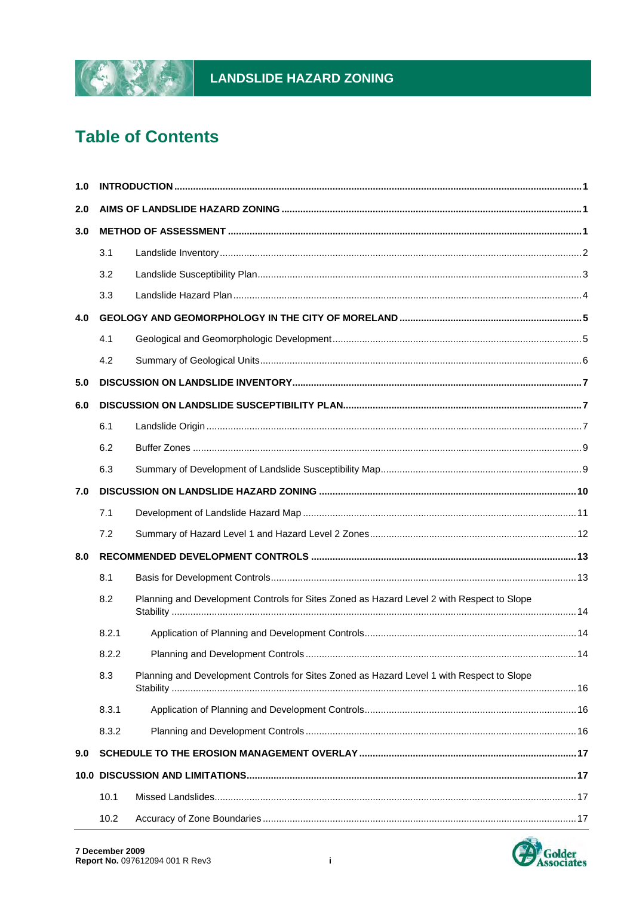# Table of Contents

**1.0 INTRODUCTION** .......... **1**

**2.0 AIMS OF LANDSLIDE HAZARD ZONING** .......... **1**

**3.0 METHOD OF ASSESSMENT** .......... **1**

- 3.1 Landslide Inventory .......... 2
- 3.2 Landslide Susceptibility Plan .......... 3
- 3.3 Landslide Hazard Plan .......... 4

**4.0 GEOLOGY AND GEOMORPHOLOGY IN THE CITY OF MORELAND** .......... **5**

- 4.1 Geological and Geomorphologic Development .......... 5
- 4.2 Summary of Geological Units .......... 6

**5.0 DISCUSSION ON LANDSLIDE INVENTORY** .......... **7**

**6.0 DISCUSSION ON LANDSLIDE SUSCEPTIBILITY PLAN** .......... **7**

- 6.1 Landslide Origin .......... 7
- 6.2 Buffer Zones .......... 9
- 6.3 Summary of Development of Landslide Susceptibility Map .......... 9

**7.0 DISCUSSION ON LANDSLIDE HAZARD ZONING** .......... **10**

- 7.1 Development of Landslide Hazard Map .......... 11
- 7.2 Summary of Hazard Level 1 and Hazard Level 2 Zones .......... 12

**8.0 RECOMMENDED DEVELOPMENT CONTROLS** .......... **13**

- 8.1 Basis for Development Controls .......... 13
- 8.2 Planning and Development Controls for Sites Zoned as Hazard Level 2 with Respect to Slope Stability .......... 14
  - 8.2.1 Application of Planning and Development Controls .......... 14
  - 8.2.2 Planning and Development Controls .......... 14
- 8.3 Planning and Development Controls for Sites Zoned as Hazard Level 1 with Respect to Slope Stability .......... 16
  - 8.3.1 Application of Planning and Development Controls .......... 16
  - 8.3.2 Planning and Development Controls .......... 16

**9.0 SCHEDULE TO THE EROSION MANAGEMENT OVERLAY** .......... **17**

**10.0 DISCUSSION AND LIMITATIONS** .......... **17**

- 10.1 Missed Landslides .......... 17
- 10.2 Accuracy of Zone Boundaries .......... 17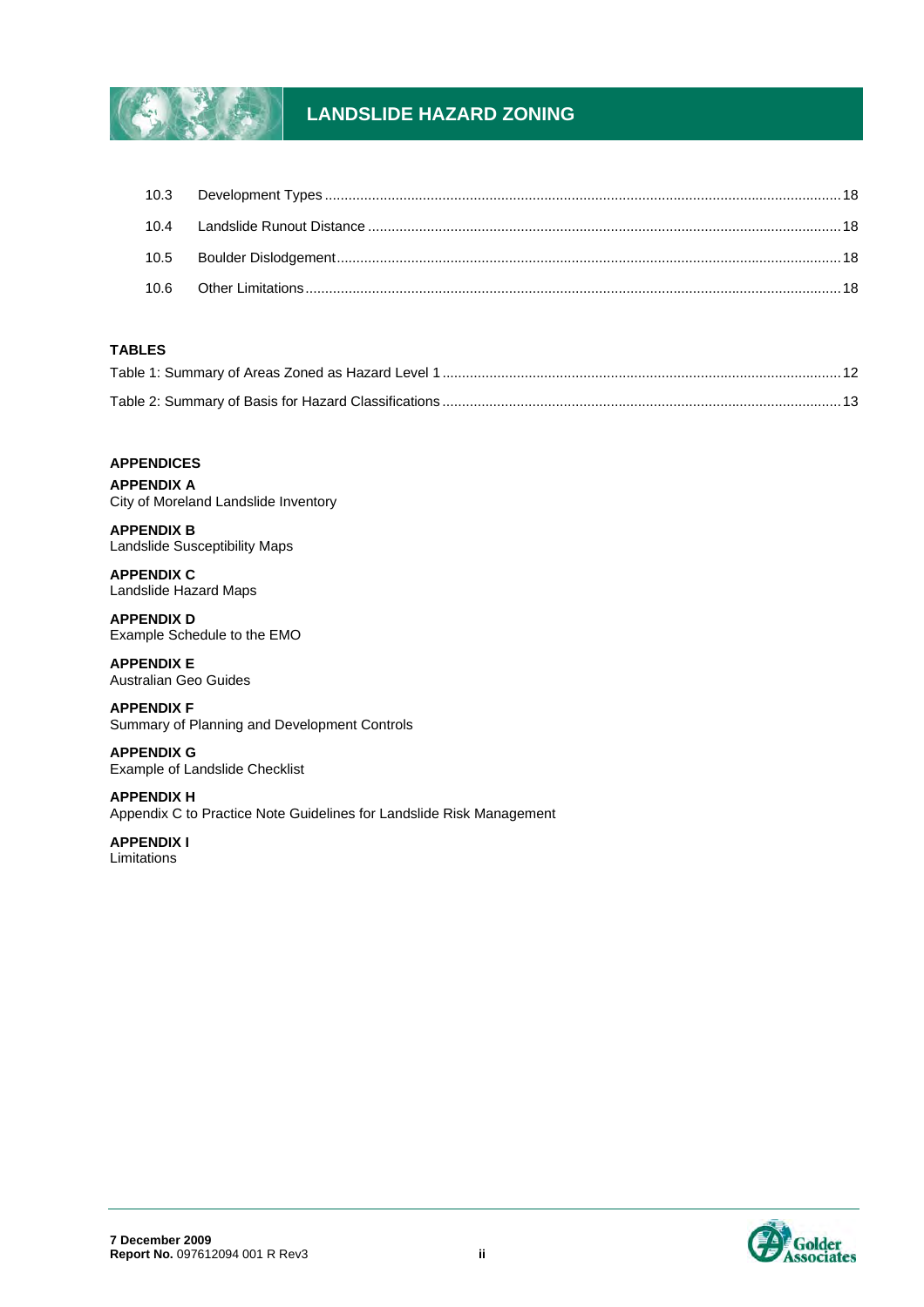10.3 Development Types ..................................................................................................................................18

10.4 Landslide Runout Distance .........................................................................................................................18

10.5 Boulder Dislodgement..................................................................................................................................18

10.6 Other Limitations..........................................................................................................................................18

**TABLES**

Table 1: Summary of Areas Zoned as Hazard Level 1 ..................................................................................12

Table 2: Summary of Basis for Hazard Classifications ..................................................................................13

**APPENDICES**

**APPENDIX A**
City of Moreland Landslide Inventory

**APPENDIX B**
Landslide Susceptibility Maps

**APPENDIX C**
Landslide Hazard Maps

**APPENDIX D**
Example Schedule to the EMO

**APPENDIX E**
Australian Geo Guides

**APPENDIX F**
Summary of Planning and Development Controls

**APPENDIX G**
Example of Landslide Checklist

**APPENDIX H**
Appendix C to Practice Note Guidelines for Landslide Risk Management

**APPENDIX I**
Limitations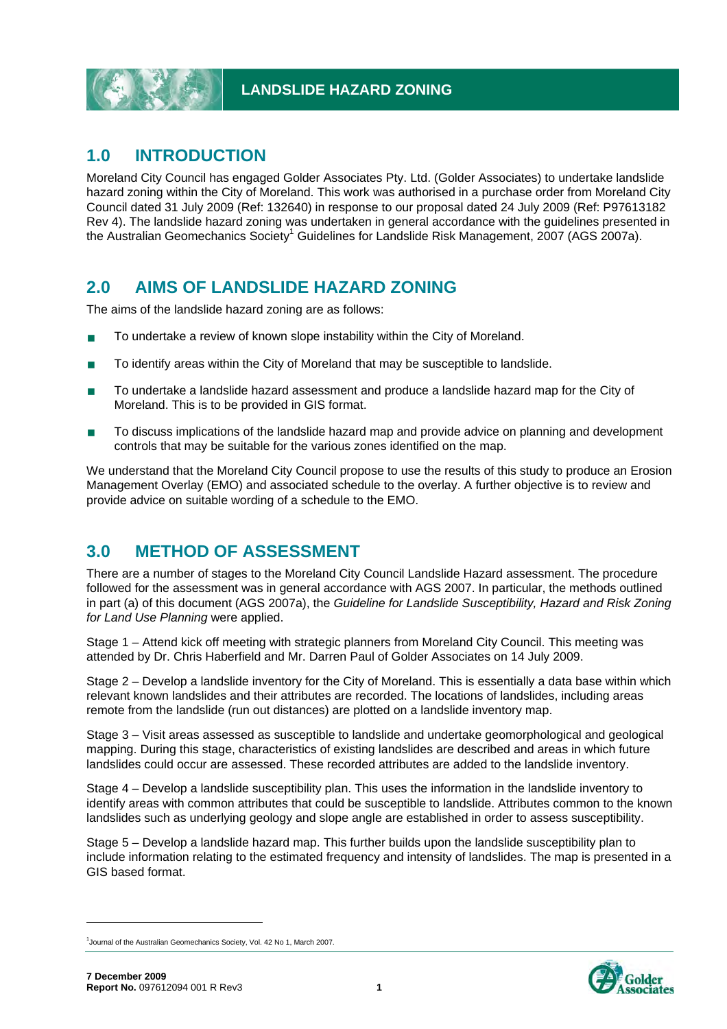# 1.0 INTRODUCTION

Moreland City Council has engaged Golder Associates Pty. Ltd. (Golder Associates) to undertake landslide hazard zoning within the City of Moreland. This work was authorised in a purchase order from Moreland City Council dated 31 July 2009 (Ref: 132640) in response to our proposal dated 24 July 2009 (Ref: P97613182 Rev 4). The landslide hazard zoning was undertaken in general accordance with the guidelines presented in the Australian Geomechanics Society[1] Guidelines for Landslide Risk Management, 2007 (AGS 2007a).

# 2.0 AIMS OF LANDSLIDE HAZARD ZONING

The aims of the landslide hazard zoning are as follows:

- To undertake a review of known slope instability within the City of Moreland.
- To identify areas within the City of Moreland that may be susceptible to landslide.
- To undertake a landslide hazard assessment and produce a landslide hazard map for the City of Moreland. This is to be provided in GIS format.
- To discuss implications of the landslide hazard map and provide advice on planning and development controls that may be suitable for the various zones identified on the map.

We understand that the Moreland City Council propose to use the results of this study to produce an Erosion Management Overlay (EMO) and associated schedule to the overlay. A further objective is to review and provide advice on suitable wording of a schedule to the EMO.

# 3.0 METHOD OF ASSESSMENT

There are a number of stages to the Moreland City Council Landslide Hazard assessment. The procedure followed for the assessment was in general accordance with AGS 2007. In particular, the methods outlined in part (a) of this document (AGS 2007a), the *Guideline for Landslide Susceptibility, Hazard and Risk Zoning for Land Use Planning* were applied.

Stage 1 – Attend kick off meeting with strategic planners from Moreland City Council. This meeting was attended by Dr. Chris Haberfield and Mr. Darren Paul of Golder Associates on 14 July 2009.

Stage 2 – Develop a landslide inventory for the City of Moreland. This is essentially a data base within which relevant known landslides and their attributes are recorded. The locations of landslides, including areas remote from the landslide (run out distances) are plotted on a landslide inventory map.

Stage 3 – Visit areas assessed as susceptible to landslide and undertake geomorphological and geological mapping. During this stage, characteristics of existing landslides are described and areas in which future landslides could occur are assessed. These recorded attributes are added to the landslide inventory.

Stage 4 – Develop a landslide susceptibility plan. This uses the information in the landslide inventory to identify areas with common attributes that could be susceptible to landslide. Attributes common to the known landslides such as underlying geology and slope angle are established in order to assess susceptibility.

Stage 5 – Develop a landslide hazard map. This further builds upon the landslide susceptibility plan to include information relating to the estimated frequency and intensity of landslides. The map is presented in a GIS based format.

[1] Journal of the Australian Geomechanics Society, Vol. 42 No 1, March 2007.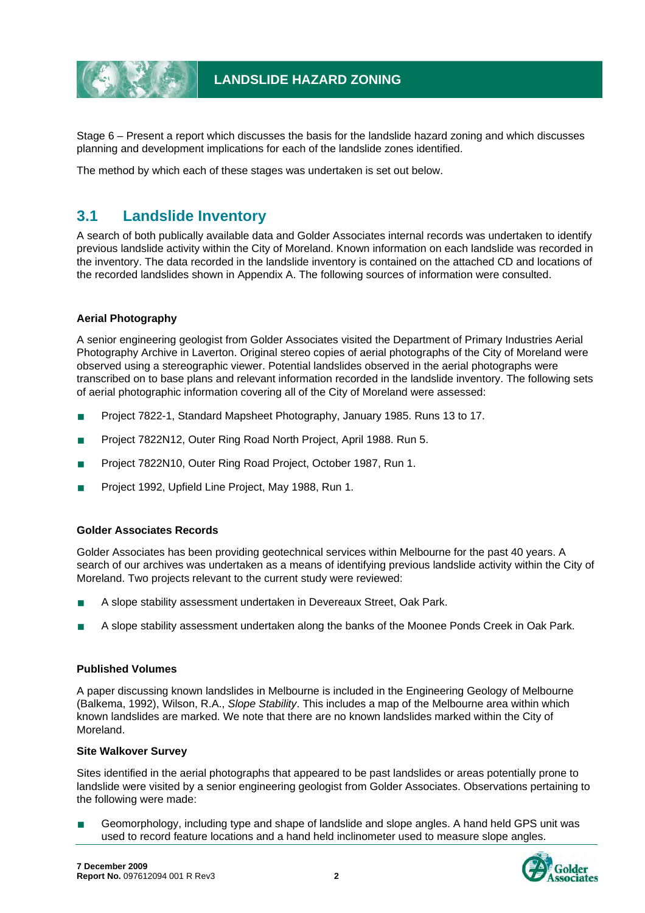Stage 6 – Present a report which discusses the basis for the landslide hazard zoning and which discusses planning and development implications for each of the landslide zones identified.

The method by which each of these stages was undertaken is set out below.

## 3.1 Landslide Inventory

A search of both publically available data and Golder Associates internal records was undertaken to identify previous landslide activity within the City of Moreland. Known information on each landslide was recorded in the inventory. The data recorded in the landslide inventory is contained on the attached CD and locations of the recorded landslides shown in Appendix A. The following sources of information were consulted.

**Aerial Photography**

A senior engineering geologist from Golder Associates visited the Department of Primary Industries Aerial Photography Archive in Laverton. Original stereo copies of aerial photographs of the City of Moreland were observed using a stereographic viewer. Potential landslides observed in the aerial photographs were transcribed on to base plans and relevant information recorded in the landslide inventory. The following sets of aerial photographic information covering all of the City of Moreland were assessed:

- Project 7822-1, Standard Mapsheet Photography, January 1985. Runs 13 to 17.
- Project 7822N12, Outer Ring Road North Project, April 1988. Run 5.
- Project 7822N10, Outer Ring Road Project, October 1987, Run 1.
- Project 1992, Upfield Line Project, May 1988, Run 1.

**Golder Associates Records**

Golder Associates has been providing geotechnical services within Melbourne for the past 40 years. A search of our archives was undertaken as a means of identifying previous landslide activity within the City of Moreland. Two projects relevant to the current study were reviewed:

- A slope stability assessment undertaken in Devereaux Street, Oak Park.
- A slope stability assessment undertaken along the banks of the Moonee Ponds Creek in Oak Park.

**Published Volumes**

A paper discussing known landslides in Melbourne is included in the Engineering Geology of Melbourne (Balkema, 1992), Wilson, R.A., *Slope Stability*. This includes a map of the Melbourne area within which known landslides are marked. We note that there are no known landslides marked within the City of Moreland.

**Site Walkover Survey**

Sites identified in the aerial photographs that appeared to be past landslides or areas potentially prone to landslide were visited by a senior engineering geologist from Golder Associates. Observations pertaining to the following were made:

- Geomorphology, including type and shape of landslide and slope angles. A hand held GPS unit was used to record feature locations and a hand held inclinometer used to measure slope angles.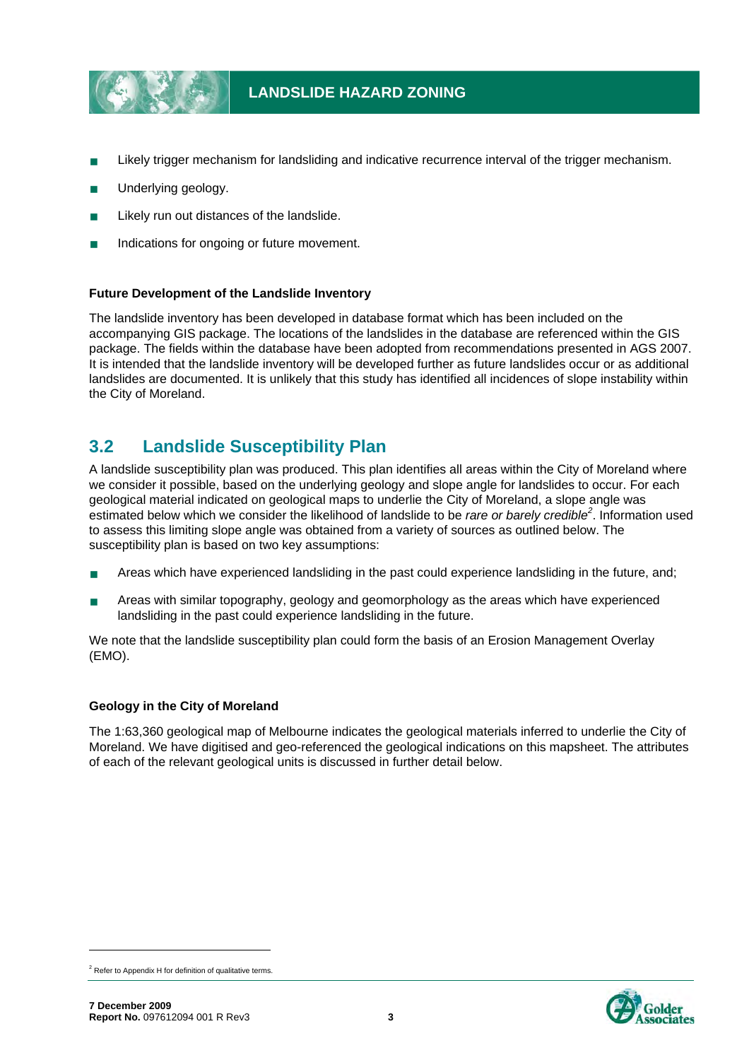- Likely trigger mechanism for landsliding and indicative recurrence interval of the trigger mechanism.
- Underlying geology.
- Likely run out distances of the landslide.
- Indications for ongoing or future movement.

**Future Development of the Landslide Inventory**

The landslide inventory has been developed in database format which has been included on the accompanying GIS package. The locations of the landslides in the database are referenced within the GIS package. The fields within the database have been adopted from recommendations presented in AGS 2007. It is intended that the landslide inventory will be developed further as future landslides occur or as additional landslides are documented. It is unlikely that this study has identified all incidences of slope instability within the City of Moreland.

## 3.2 Landslide Susceptibility Plan

A landslide susceptibility plan was produced. This plan identifies all areas within the City of Moreland where we consider it possible, based on the underlying geology and slope angle for landslides to occur. For each geological material indicated on geological maps to underlie the City of Moreland, a slope angle was estimated below which we consider the likelihood of landslide to be *rare or barely credible*[2]. Information used to assess this limiting slope angle was obtained from a variety of sources as outlined below. The susceptibility plan is based on two key assumptions:

- Areas which have experienced landsliding in the past could experience landsliding in the future, and;
- Areas with similar topography, geology and geomorphology as the areas which have experienced landsliding in the past could experience landsliding in the future.

We note that the landslide susceptibility plan could form the basis of an Erosion Management Overlay (EMO).

**Geology in the City of Moreland**

The 1:63,360 geological map of Melbourne indicates the geological materials inferred to underlie the City of Moreland. We have digitised and geo-referenced the geological indications on this mapsheet. The attributes of each of the relevant geological units is discussed in further detail below.

[2] Refer to Appendix H for definition of qualitative terms.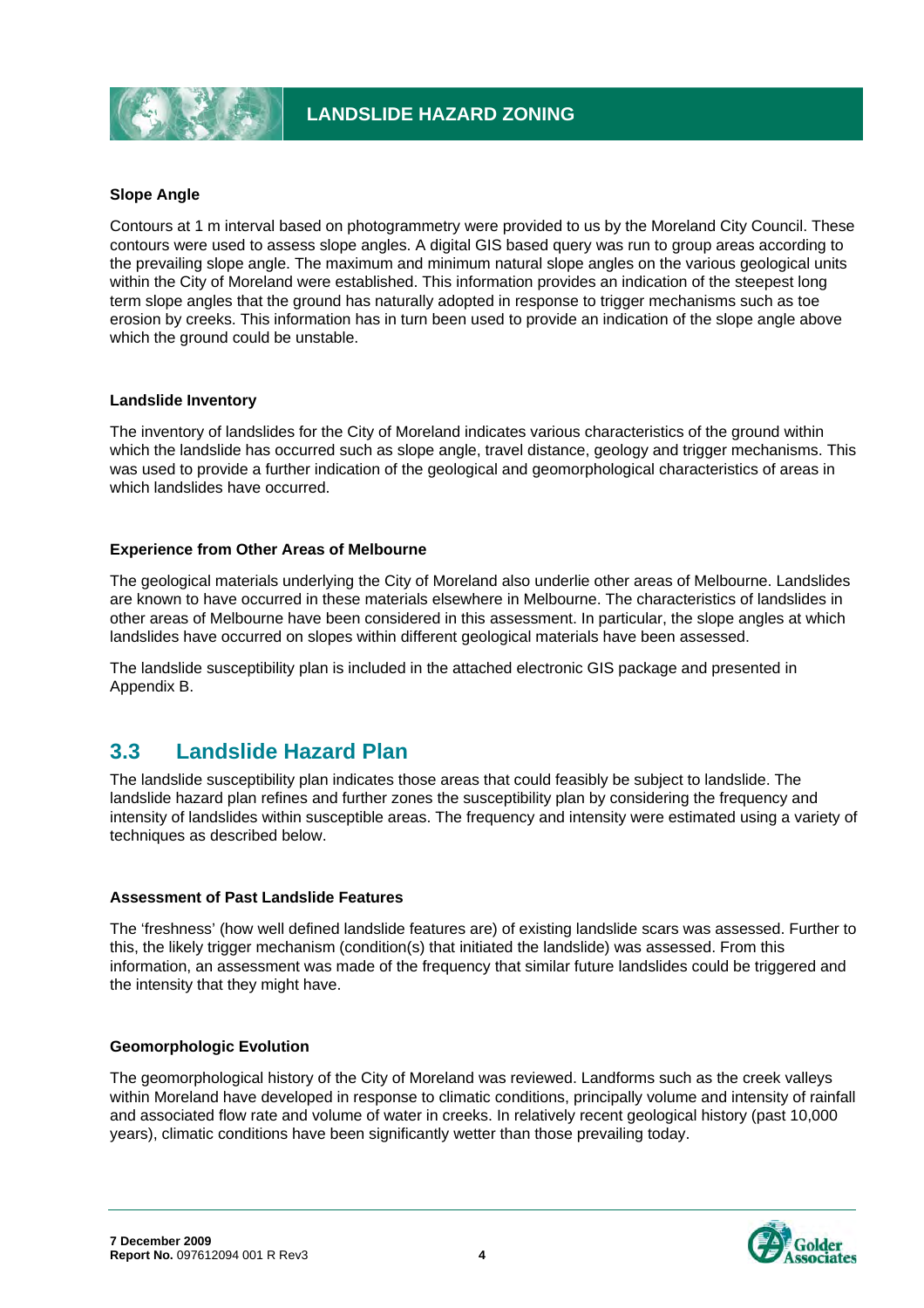#### Slope Angle

Contours at 1 m interval based on photogrammetry were provided to us by the Moreland City Council. These contours were used to assess slope angles. A digital GIS based query was run to group areas according to the prevailing slope angle. The maximum and minimum natural slope angles on the various geological units within the City of Moreland were established. This information provides an indication of the steepest long term slope angles that the ground has naturally adopted in response to trigger mechanisms such as toe erosion by creeks. This information has in turn been used to provide an indication of the slope angle above which the ground could be unstable.

#### Landslide Inventory

The inventory of landslides for the City of Moreland indicates various characteristics of the ground within which the landslide has occurred such as slope angle, travel distance, geology and trigger mechanisms. This was used to provide a further indication of the geological and geomorphological characteristics of areas in which landslides have occurred.

#### Experience from Other Areas of Melbourne

The geological materials underlying the City of Moreland also underlie other areas of Melbourne. Landslides are known to have occurred in these materials elsewhere in Melbourne. The characteristics of landslides in other areas of Melbourne have been considered in this assessment. In particular, the slope angles at which landslides have occurred on slopes within different geological materials have been assessed.

The landslide susceptibility plan is included in the attached electronic GIS package and presented in Appendix B.

## 3.3 Landslide Hazard Plan

The landslide susceptibility plan indicates those areas that could feasibly be subject to landslide. The landslide hazard plan refines and further zones the susceptibility plan by considering the frequency and intensity of landslides within susceptible areas. The frequency and intensity were estimated using a variety of techniques as described below.

#### Assessment of Past Landslide Features

The 'freshness' (how well defined landslide features are) of existing landslide scars was assessed. Further to this, the likely trigger mechanism (condition(s) that initiated the landslide) was assessed. From this information, an assessment was made of the frequency that similar future landslides could be triggered and the intensity that they might have.

#### Geomorphologic Evolution

The geomorphological history of the City of Moreland was reviewed. Landforms such as the creek valleys within Moreland have developed in response to climatic conditions, principally volume and intensity of rainfall and associated flow rate and volume of water in creeks. In relatively recent geological history (past 10,000 years), climatic conditions have been significantly wetter than those prevailing today.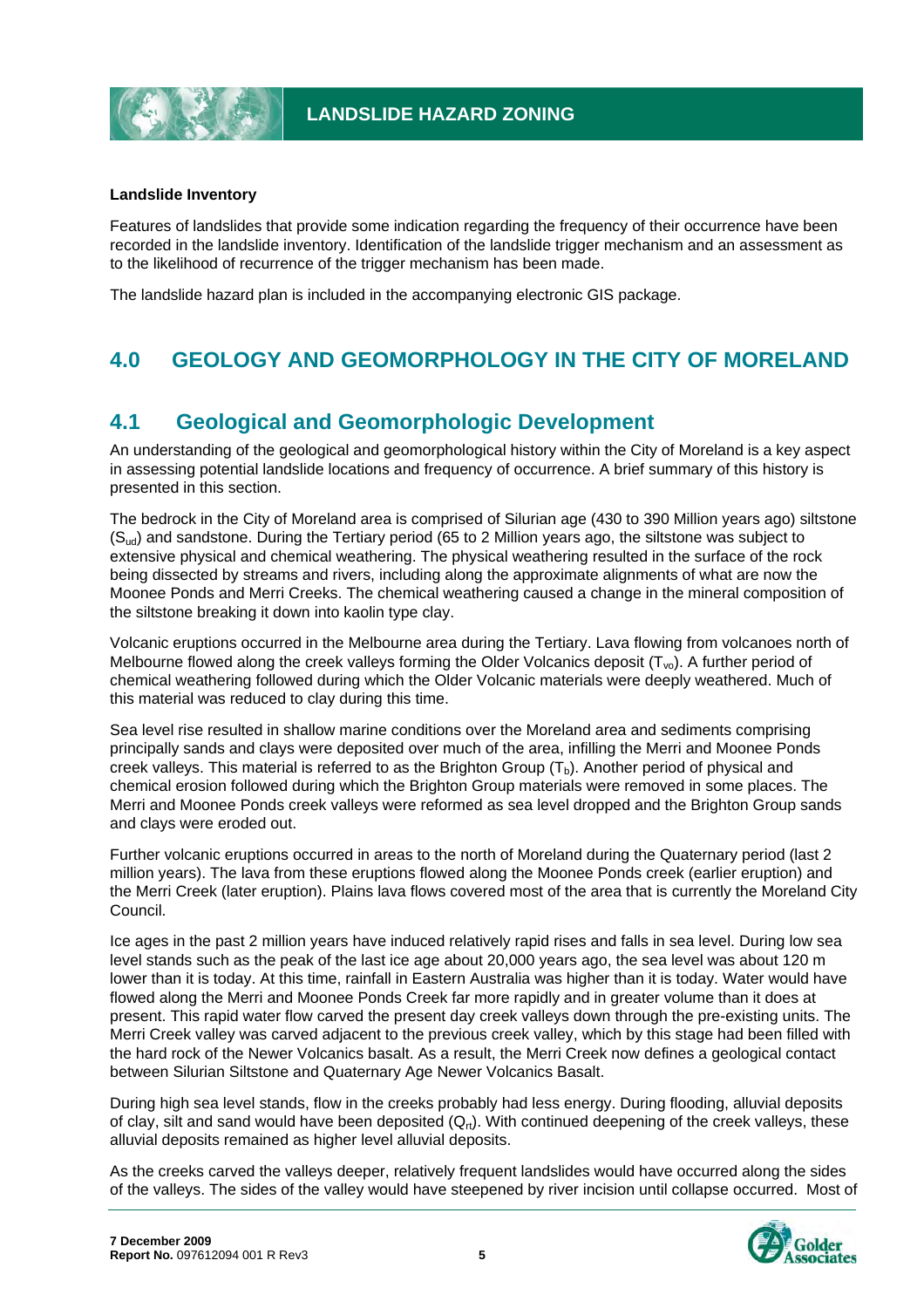**Landslide Inventory**

Features of landslides that provide some indication regarding the frequency of their occurrence have been recorded in the landslide inventory. Identification of the landslide trigger mechanism and an assessment as to the likelihood of recurrence of the trigger mechanism has been made.

The landslide hazard plan is included in the accompanying electronic GIS package.

# 4.0 GEOLOGY AND GEOMORPHOLOGY IN THE CITY OF MORELAND

## 4.1 Geological and Geomorphologic Development

An understanding of the geological and geomorphological history within the City of Moreland is a key aspect in assessing potential landslide locations and frequency of occurrence. A brief summary of this history is presented in this section.

The bedrock in the City of Moreland area is comprised of Silurian age (430 to 390 Million years ago) siltstone ($S_{ud}$) and sandstone. During the Tertiary period (65 to 2 Million years ago, the siltstone was subject to extensive physical and chemical weathering. The physical weathering resulted in the surface of the rock being dissected by streams and rivers, including along the approximate alignments of what are now the Moonee Ponds and Merri Creeks. The chemical weathering caused a change in the mineral composition of the siltstone breaking it down into kaolin type clay.

Volcanic eruptions occurred in the Melbourne area during the Tertiary. Lava flowing from volcanoes north of Melbourne flowed along the creek valleys forming the Older Volcanics deposit ($T_{vo}$). A further period of chemical weathering followed during which the Older Volcanic materials were deeply weathered. Much of this material was reduced to clay during this time.

Sea level rise resulted in shallow marine conditions over the Moreland area and sediments comprising principally sands and clays were deposited over much of the area, infilling the Merri and Moonee Ponds creek valleys. This material is referred to as the Brighton Group ($T_b$). Another period of physical and chemical erosion followed during which the Brighton Group materials were removed in some places. The Merri and Moonee Ponds creek valleys were reformed as sea level dropped and the Brighton Group sands and clays were eroded out.

Further volcanic eruptions occurred in areas to the north of Moreland during the Quaternary period (last 2 million years). The lava from these eruptions flowed along the Moonee Ponds creek (earlier eruption) and the Merri Creek (later eruption). Plains lava flows covered most of the area that is currently the Moreland City Council.

Ice ages in the past 2 million years have induced relatively rapid rises and falls in sea level. During low sea level stands such as the peak of the last ice age about 20,000 years ago, the sea level was about 120 m lower than it is today. At this time, rainfall in Eastern Australia was higher than it is today. Water would have flowed along the Merri and Moonee Ponds Creek far more rapidly and in greater volume than it does at present. This rapid water flow carved the present day creek valleys down through the pre-existing units. The Merri Creek valley was carved adjacent to the previous creek valley, which by this stage had been filled with the hard rock of the Newer Volcanics basalt. As a result, the Merri Creek now defines a geological contact between Silurian Siltstone and Quaternary Age Newer Volcanics Basalt.

During high sea level stands, flow in the creeks probably had less energy. During flooding, alluvial deposits of clay, silt and sand would have been deposited ($Q_{rt}$). With continued deepening of the creek valleys, these alluvial deposits remained as higher level alluvial deposits.

As the creeks carved the valleys deeper, relatively frequent landslides would have occurred along the sides of the valleys. The sides of the valley would have steepened by river incision until collapse occurred. Most of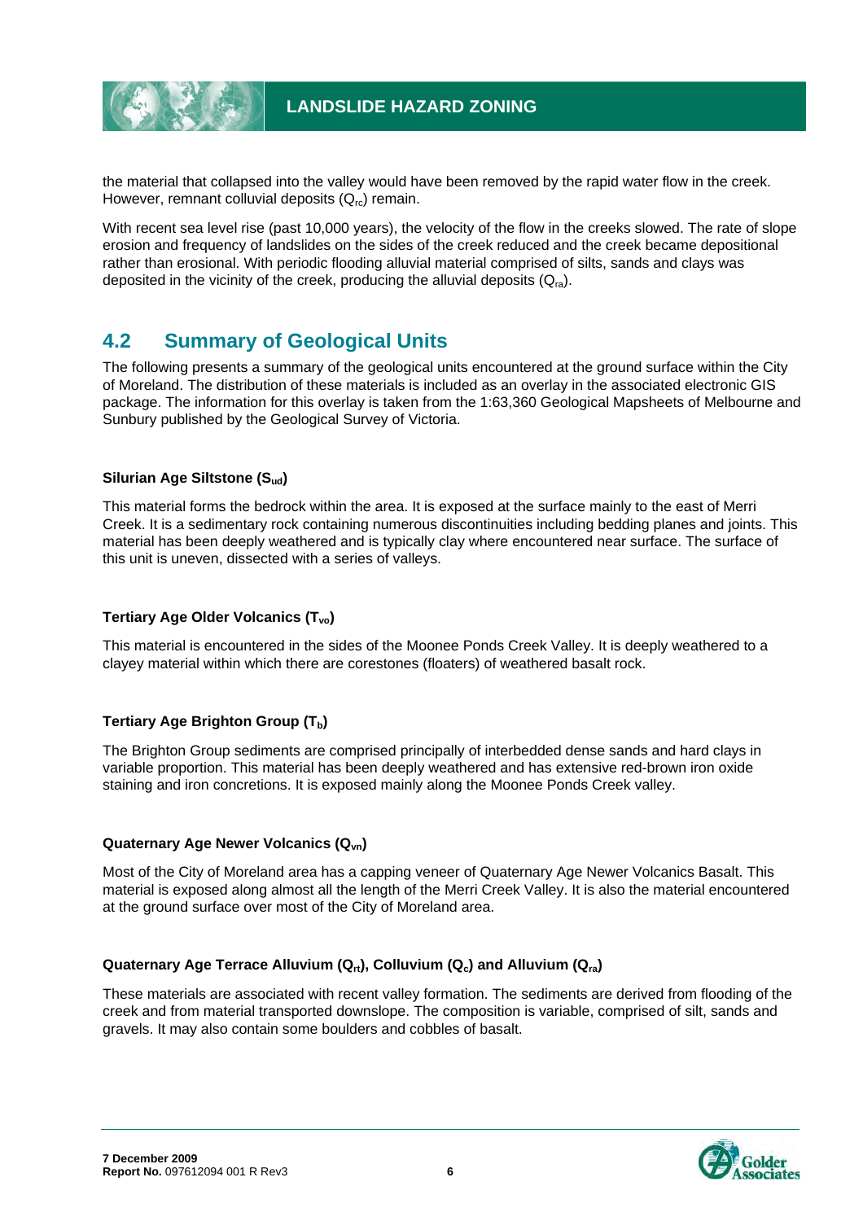the material that collapsed into the valley would have been removed by the rapid water flow in the creek. However, remnant colluvial deposits ($Q_{rc}$) remain.

With recent sea level rise (past 10,000 years), the velocity of the flow in the creeks slowed. The rate of slope erosion and frequency of landslides on the sides of the creek reduced and the creek became depositional rather than erosional. With periodic flooding alluvial material comprised of silts, sands and clays was deposited in the vicinity of the creek, producing the alluvial deposits ($Q_{ra}$).

## 4.2 Summary of Geological Units

The following presents a summary of the geological units encountered at the ground surface within the City of Moreland. The distribution of these materials is included as an overlay in the associated electronic GIS package. The information for this overlay is taken from the 1:63,360 Geological Mapsheets of Melbourne and Sunbury published by the Geological Survey of Victoria.

#### Silurian Age Siltstone ($S_{ud}$)

This material forms the bedrock within the area. It is exposed at the surface mainly to the east of Merri Creek. It is a sedimentary rock containing numerous discontinuities including bedding planes and joints. This material has been deeply weathered and is typically clay where encountered near surface. The surface of this unit is uneven, dissected with a series of valleys.

#### Tertiary Age Older Volcanics ($T_{vo}$)

This material is encountered in the sides of the Moonee Ponds Creek Valley. It is deeply weathered to a clayey material within which there are corestones (floaters) of weathered basalt rock.

#### Tertiary Age Brighton Group ($T_b$)

The Brighton Group sediments are comprised principally of interbedded dense sands and hard clays in variable proportion. This material has been deeply weathered and has extensive red-brown iron oxide staining and iron concretions. It is exposed mainly along the Moonee Ponds Creek valley.

#### Quaternary Age Newer Volcanics ($Q_{vn}$)

Most of the City of Moreland area has a capping veneer of Quaternary Age Newer Volcanics Basalt. This material is exposed along almost all the length of the Merri Creek Valley. It is also the material encountered at the ground surface over most of the City of Moreland area.

#### Quaternary Age Terrace Alluvium ($Q_{rt}$), Colluvium ($Q_c$) and Alluvium ($Q_{ra}$)

These materials are associated with recent valley formation. The sediments are derived from flooding of the creek and from material transported downslope. The composition is variable, comprised of silt, sands and gravels. It may also contain some boulders and cobbles of basalt.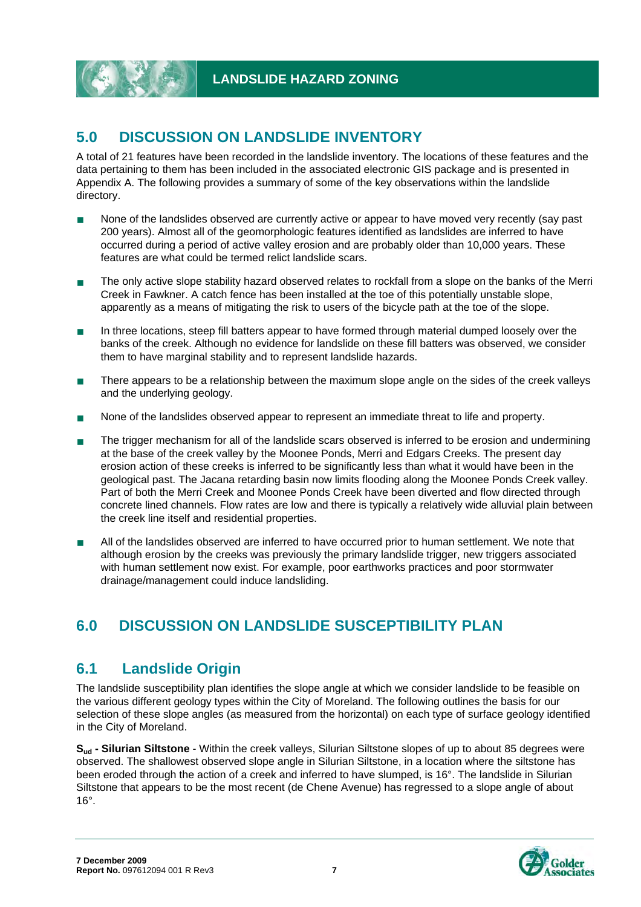## 5.0 DISCUSSION ON LANDSLIDE INVENTORY

A total of 21 features have been recorded in the landslide inventory. The locations of these features and the data pertaining to them has been included in the associated electronic GIS package and is presented in Appendix A. The following provides a summary of some of the key observations within the landslide directory.

- None of the landslides observed are currently active or appear to have moved very recently (say past 200 years). Almost all of the geomorphologic features identified as landslides are inferred to have occurred during a period of active valley erosion and are probably older than 10,000 years. These features are what could be termed relict landslide scars.
- The only active slope stability hazard observed relates to rockfall from a slope on the banks of the Merri Creek in Fawkner. A catch fence has been installed at the toe of this potentially unstable slope, apparently as a means of mitigating the risk to users of the bicycle path at the toe of the slope.
- In three locations, steep fill batters appear to have formed through material dumped loosely over the banks of the creek. Although no evidence for landslide on these fill batters was observed, we consider them to have marginal stability and to represent landslide hazards.
- There appears to be a relationship between the maximum slope angle on the sides of the creek valleys and the underlying geology.
- None of the landslides observed appear to represent an immediate threat to life and property.
- The trigger mechanism for all of the landslide scars observed is inferred to be erosion and undermining at the base of the creek valley by the Moonee Ponds, Merri and Edgars Creeks. The present day erosion action of these creeks is inferred to be significantly less than what it would have been in the geological past. The Jacana retarding basin now limits flooding along the Moonee Ponds Creek valley. Part of both the Merri Creek and Moonee Ponds Creek have been diverted and flow directed through concrete lined channels. Flow rates are low and there is typically a relatively wide alluvial plain between the creek line itself and residential properties.
- All of the landslides observed are inferred to have occurred prior to human settlement. We note that although erosion by the creeks was previously the primary landslide trigger, new triggers associated with human settlement now exist. For example, poor earthworks practices and poor stormwater drainage/management could induce landsliding.

## 6.0 DISCUSSION ON LANDSLIDE SUSCEPTIBILITY PLAN

### 6.1 Landslide Origin

The landslide susceptibility plan identifies the slope angle at which we consider landslide to be feasible on the various different geology types within the City of Moreland. The following outlines the basis for our selection of these slope angles (as measured from the horizontal) on each type of surface geology identified in the City of Moreland.

**$S_{ud}$ - Silurian Siltstone** - Within the creek valleys, Silurian Siltstone slopes of up to about 85 degrees were observed. The shallowest observed slope angle in Silurian Siltstone, in a location where the siltstone has been eroded through the action of a creek and inferred to have slumped, is 16°. The landslide in Silurian Siltstone that appears to be the most recent (de Chene Avenue) has regressed to a slope angle of about 16°.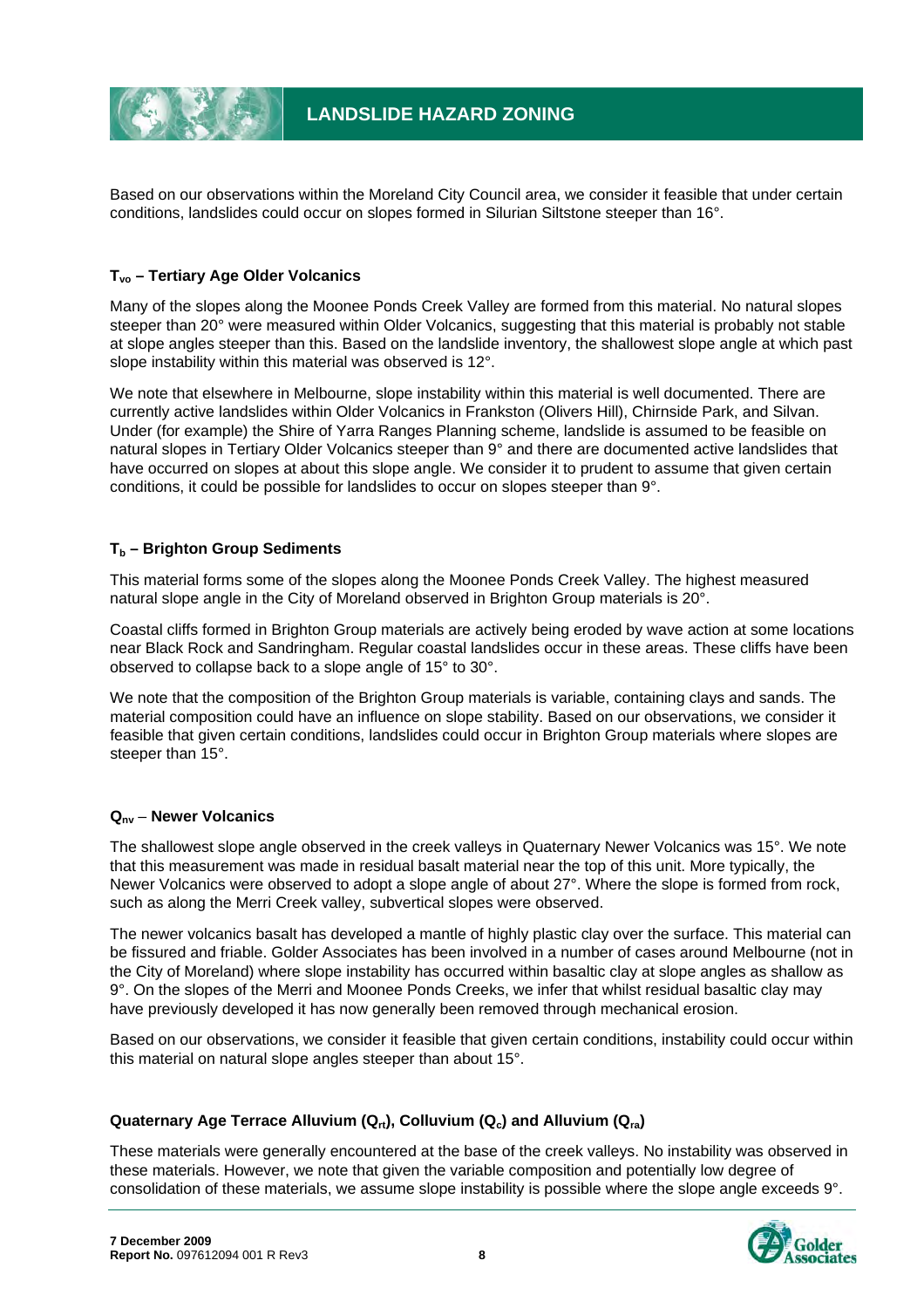Based on our observations within the Moreland City Council area, we consider it feasible that under certain conditions, landslides could occur on slopes formed in Silurian Siltstone steeper than 16°.

### $T_{vo}$ – Tertiary Age Older Volcanics

Many of the slopes along the Moonee Ponds Creek Valley are formed from this material. No natural slopes steeper than 20° were measured within Older Volcanics, suggesting that this material is probably not stable at slope angles steeper than this. Based on the landslide inventory, the shallowest slope angle at which past slope instability within this material was observed is 12°.

We note that elsewhere in Melbourne, slope instability within this material is well documented. There are currently active landslides within Older Volcanics in Frankston (Olivers Hill), Chirnside Park, and Silvan. Under (for example) the Shire of Yarra Ranges Planning scheme, landslide is assumed to be feasible on natural slopes in Tertiary Older Volcanics steeper than 9° and there are documented active landslides that have occurred on slopes at about this slope angle. We consider it to prudent to assume that given certain conditions, it could be possible for landslides to occur on slopes steeper than 9°.

### $T_b$ – Brighton Group Sediments

This material forms some of the slopes along the Moonee Ponds Creek Valley. The highest measured natural slope angle in the City of Moreland observed in Brighton Group materials is 20°.

Coastal cliffs formed in Brighton Group materials are actively being eroded by wave action at some locations near Black Rock and Sandringham. Regular coastal landslides occur in these areas. These cliffs have been observed to collapse back to a slope angle of 15° to 30°.

We note that the composition of the Brighton Group materials is variable, containing clays and sands. The material composition could have an influence on slope stability. Based on our observations, we consider it feasible that given certain conditions, landslides could occur in Brighton Group materials where slopes are steeper than 15°.

### $Q_{nv}$ – Newer Volcanics

The shallowest slope angle observed in the creek valleys in Quaternary Newer Volcanics was 15°. We note that this measurement was made in residual basalt material near the top of this unit. More typically, the Newer Volcanics were observed to adopt a slope angle of about 27°. Where the slope is formed from rock, such as along the Merri Creek valley, subvertical slopes were observed.

The newer volcanics basalt has developed a mantle of highly plastic clay over the surface. This material can be fissured and friable. Golder Associates has been involved in a number of cases around Melbourne (not in the City of Moreland) where slope instability has occurred within basaltic clay at slope angles as shallow as 9°. On the slopes of the Merri and Moonee Ponds Creeks, we infer that whilst residual basaltic clay may have previously developed it has now generally been removed through mechanical erosion.

Based on our observations, we consider it feasible that given certain conditions, instability could occur within this material on natural slope angles steeper than about 15°.

### Quaternary Age Terrace Alluvium ($Q_{rt}$), Colluvium ($Q_c$) and Alluvium ($Q_{ra}$)

These materials were generally encountered at the base of the creek valleys. No instability was observed in these materials. However, we note that given the variable composition and potentially low degree of consolidation of these materials, we assume slope instability is possible where the slope angle exceeds 9°.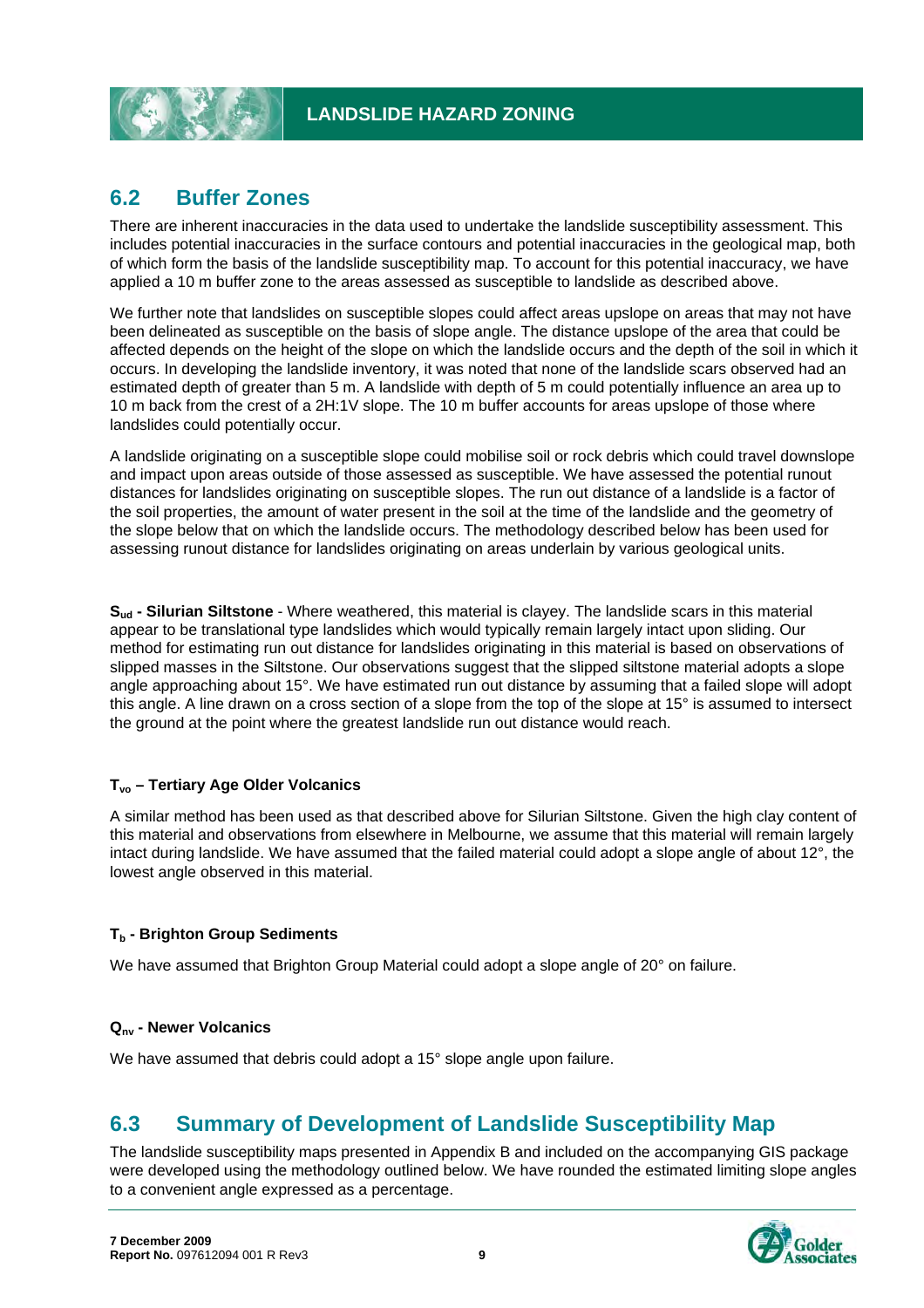## 6.2 Buffer Zones

There are inherent inaccuracies in the data used to undertake the landslide susceptibility assessment. This includes potential inaccuracies in the surface contours and potential inaccuracies in the geological map, both of which form the basis of the landslide susceptibility map. To account for this potential inaccuracy, we have applied a 10 m buffer zone to the areas assessed as susceptible to landslide as described above.

We further note that landslides on susceptible slopes could affect areas upslope on areas that may not have been delineated as susceptible on the basis of slope angle. The distance upslope of the area that could be affected depends on the height of the slope on which the landslide occurs and the depth of the soil in which it occurs. In developing the landslide inventory, it was noted that none of the landslide scars observed had an estimated depth of greater than 5 m. A landslide with depth of 5 m could potentially influence an area up to 10 m back from the crest of a 2H:1V slope. The 10 m buffer accounts for areas upslope of those where landslides could potentially occur.

A landslide originating on a susceptible slope could mobilise soil or rock debris which could travel downslope and impact upon areas outside of those assessed as susceptible. We have assessed the potential runout distances for landslides originating on susceptible slopes. The run out distance of a landslide is a factor of the soil properties, the amount of water present in the soil at the time of the landslide and the geometry of the slope below that on which the landslide occurs. The methodology described below has been used for assessing runout distance for landslides originating on areas underlain by various geological units.

**$S_{ud}$ - Silurian Siltstone** - Where weathered, this material is clayey. The landslide scars in this material appear to be translational type landslides which would typically remain largely intact upon sliding. Our method for estimating run out distance for landslides originating in this material is based on observations of slipped masses in the Siltstone. Our observations suggest that the slipped siltstone material adopts a slope angle approaching about 15°. We have estimated run out distance by assuming that a failed slope will adopt this angle. A line drawn on a cross section of a slope from the top of the slope at 15° is assumed to intersect the ground at the point where the greatest landslide run out distance would reach.

**$T_{vo}$ – Tertiary Age Older Volcanics**

A similar method has been used as that described above for Silurian Siltstone. Given the high clay content of this material and observations from elsewhere in Melbourne, we assume that this material will remain largely intact during landslide. We have assumed that the failed material could adopt a slope angle of about 12°, the lowest angle observed in this material.

**$T_b$ - Brighton Group Sediments**

We have assumed that Brighton Group Material could adopt a slope angle of 20° on failure.

**$Q_{nv}$ - Newer Volcanics**

We have assumed that debris could adopt a 15° slope angle upon failure.

## 6.3 Summary of Development of Landslide Susceptibility Map

The landslide susceptibility maps presented in Appendix B and included on the accompanying GIS package were developed using the methodology outlined below. We have rounded the estimated limiting slope angles to a convenient angle expressed as a percentage.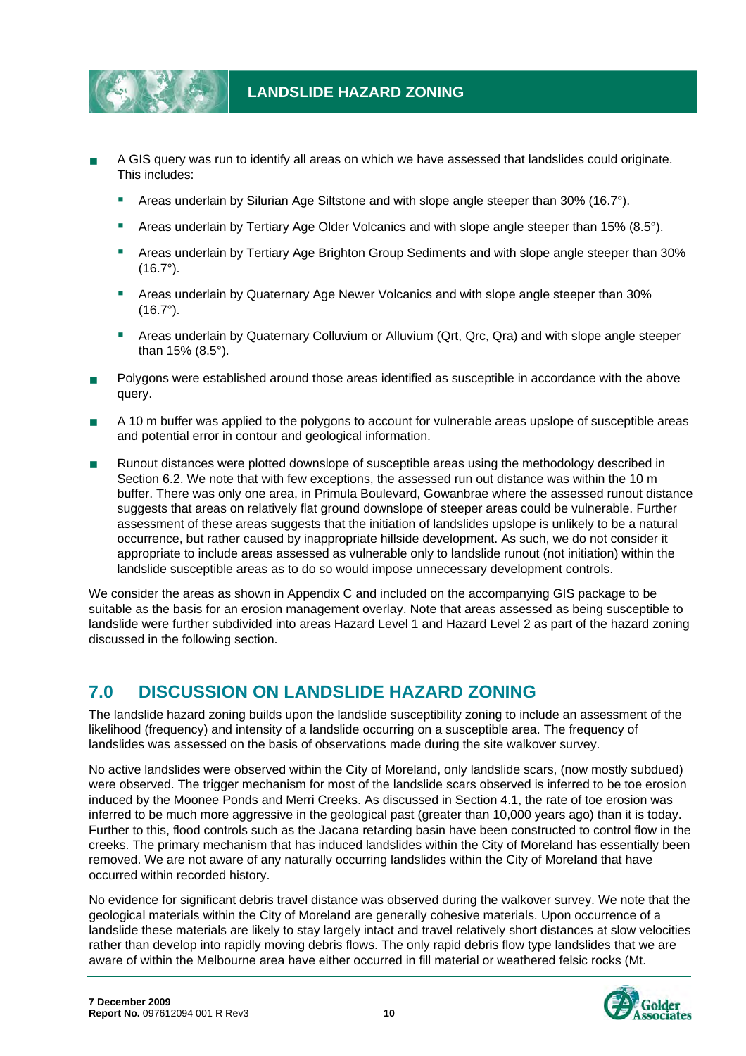- A GIS query was run to identify all areas on which we have assessed that landslides could originate. This includes:
  - Areas underlain by Silurian Age Siltstone and with slope angle steeper than 30% (16.7°).
  - Areas underlain by Tertiary Age Older Volcanics and with slope angle steeper than 15% (8.5°).
  - Areas underlain by Tertiary Age Brighton Group Sediments and with slope angle steeper than 30% (16.7°).
  - Areas underlain by Quaternary Age Newer Volcanics and with slope angle steeper than 30% (16.7°).
  - Areas underlain by Quaternary Colluvium or Alluvium (Qrt, Qrc, Qra) and with slope angle steeper than 15% (8.5°).
- Polygons were established around those areas identified as susceptible in accordance with the above query.
- A 10 m buffer was applied to the polygons to account for vulnerable areas upslope of susceptible areas and potential error in contour and geological information.
- Runout distances were plotted downslope of susceptible areas using the methodology described in Section 6.2. We note that with few exceptions, the assessed run out distance was within the 10 m buffer. There was only one area, in Primula Boulevard, Gowanbrae where the assessed runout distance suggests that areas on relatively flat ground downslope of steeper areas could be vulnerable. Further assessment of these areas suggests that the initiation of landslides upslope is unlikely to be a natural occurrence, but rather caused by inappropriate hillside development. As such, we do not consider it appropriate to include areas assessed as vulnerable only to landslide runout (not initiation) within the landslide susceptible areas as to do so would impose unnecessary development controls.

We consider the areas as shown in Appendix C and included on the accompanying GIS package to be suitable as the basis for an erosion management overlay. Note that areas assessed as being susceptible to landslide were further subdivided into areas Hazard Level 1 and Hazard Level 2 as part of the hazard zoning discussed in the following section.

## 7.0 DISCUSSION ON LANDSLIDE HAZARD ZONING

The landslide hazard zoning builds upon the landslide susceptibility zoning to include an assessment of the likelihood (frequency) and intensity of a landslide occurring on a susceptible area. The frequency of landslides was assessed on the basis of observations made during the site walkover survey.

No active landslides were observed within the City of Moreland, only landslide scars, (now mostly subdued) were observed. The trigger mechanism for most of the landslide scars observed is inferred to be toe erosion induced by the Moonee Ponds and Merri Creeks. As discussed in Section 4.1, the rate of toe erosion was inferred to be much more aggressive in the geological past (greater than 10,000 years ago) than it is today. Further to this, flood controls such as the Jacana retarding basin have been constructed to control flow in the creeks. The primary mechanism that has induced landslides within the City of Moreland has essentially been removed. We are not aware of any naturally occurring landslides within the City of Moreland that have occurred within recorded history.

No evidence for significant debris travel distance was observed during the walkover survey. We note that the geological materials within the City of Moreland are generally cohesive materials. Upon occurrence of a landslide these materials are likely to stay largely intact and travel relatively short distances at slow velocities rather than develop into rapidly moving debris flows. The only rapid debris flow type landslides that we are aware of within the Melbourne area have either occurred in fill material or weathered felsic rocks (Mt.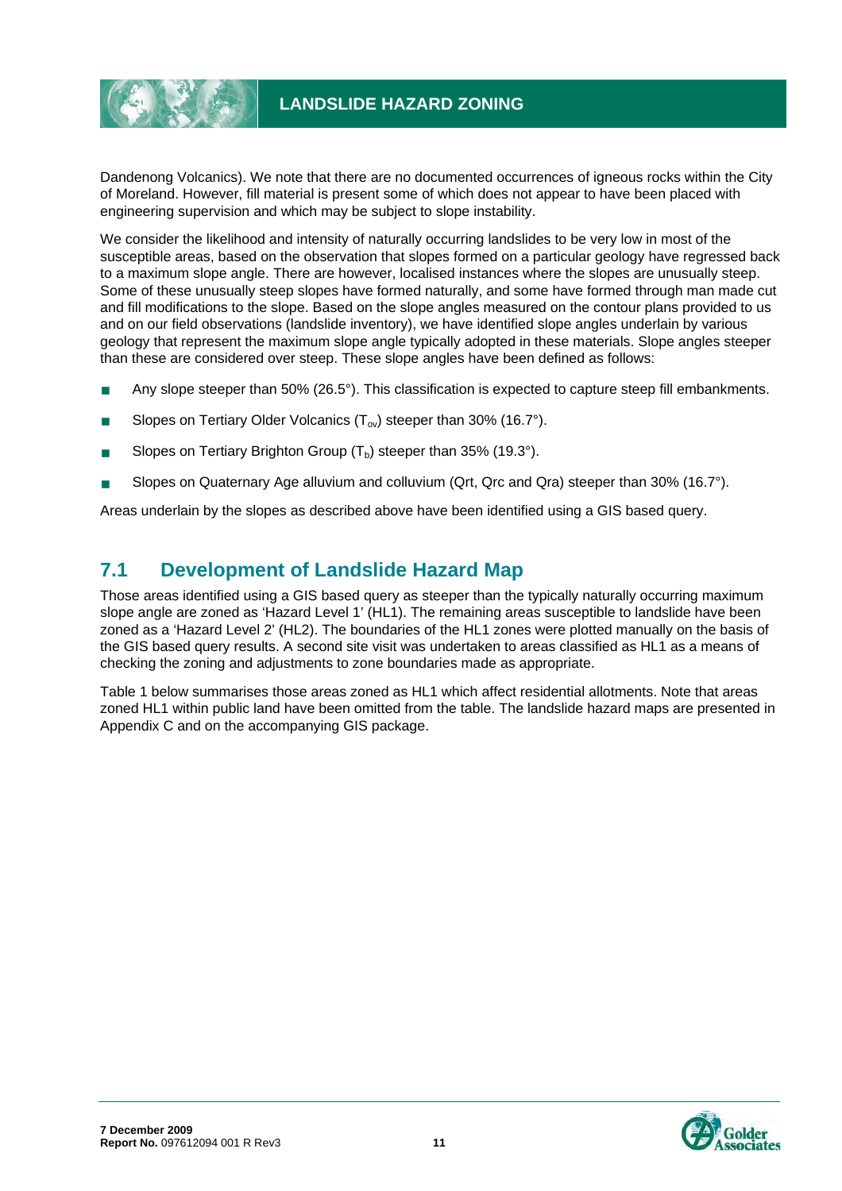Dandenong Volcanics). We note that there are no documented occurrences of igneous rocks within the City of Moreland. However, fill material is present some of which does not appear to have been placed with engineering supervision and which may be subject to slope instability.

We consider the likelihood and intensity of naturally occurring landslides to be very low in most of the susceptible areas, based on the observation that slopes formed on a particular geology have regressed back to a maximum slope angle. There are however, localised instances where the slopes are unusually steep. Some of these unusually steep slopes have formed naturally, and some have formed through man made cut and fill modifications to the slope. Based on the slope angles measured on the contour plans provided to us and on our field observations (landslide inventory), we have identified slope angles underlain by various geology that represent the maximum slope angle typically adopted in these materials. Slope angles steeper than these are considered over steep. These slope angles have been defined as follows:

- Any slope steeper than 50% (26.5°). This classification is expected to capture steep fill embankments.
- Slopes on Tertiary Older Volcanics ($T_{ov}$) steeper than 30% (16.7°).
- Slopes on Tertiary Brighton Group ($T_b$) steeper than 35% (19.3°).
- Slopes on Quaternary Age alluvium and colluvium (Qrt, Qrc and Qra) steeper than 30% (16.7°).

Areas underlain by the slopes as described above have been identified using a GIS based query.

## 7.1 Development of Landslide Hazard Map

Those areas identified using a GIS based query as steeper than the typically naturally occurring maximum slope angle are zoned as 'Hazard Level 1' (HL1). The remaining areas susceptible to landslide have been zoned as a 'Hazard Level 2' (HL2). The boundaries of the HL1 zones were plotted manually on the basis of the GIS based query results. A second site visit was undertaken to areas classified as HL1 as a means of checking the zoning and adjustments to zone boundaries made as appropriate.

Table 1 below summarises those areas zoned as HL1 which affect residential allotments. Note that areas zoned HL1 within public land have been omitted from the table. The landslide hazard maps are presented in Appendix C and on the accompanying GIS package.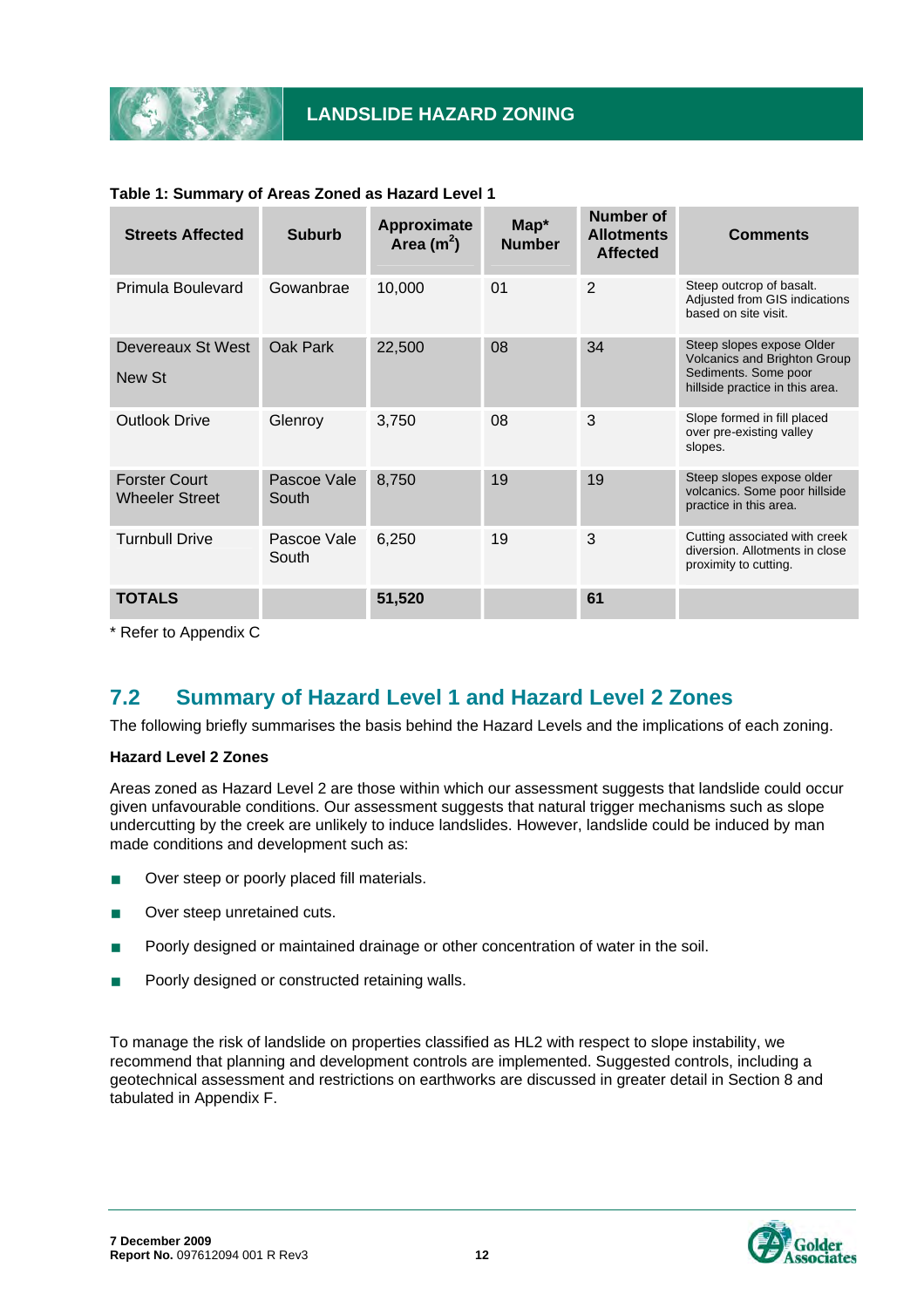**Table 1: Summary of Areas Zoned as Hazard Level 1**

| Streets Affected | Suburb | Approximate Area ($m^2$) | Map* Number | Number of Allotments Affected | Comments |
|---|---|---|---|---|---|
| Primula Boulevard | Gowanbrae | 10,000 | 01 | 2 | Steep outcrop of basalt. Adjusted from GIS indications based on site visit. |
| Devereaux St West<br>New St | Oak Park | 22,500 | 08 | 34 | Steep slopes expose Older Volcanics and Brighton Group Sediments. Some poor hillside practice in this area. |
| Outlook Drive | Glenroy | 3,750 | 08 | 3 | Slope formed in fill placed over pre-existing valley slopes. |
| Forster Court Wheeler Street | Pascoe Vale South | 8,750 | 19 | 19 | Steep slopes expose older volcanics. Some poor hillside practice in this area. |
| Turnbull Drive | Pascoe Vale South | 6,250 | 19 | 3 | Cutting associated with creek diversion. Allotments in close proximity to cutting. |
| **TOTALS** | | **51,520** | | **61** | |

* Refer to Appendix C

## 7.2 Summary of Hazard Level 1 and Hazard Level 2 Zones

The following briefly summarises the basis behind the Hazard Levels and the implications of each zoning.

**Hazard Level 2 Zones**

Areas zoned as Hazard Level 2 are those within which our assessment suggests that landslide could occur given unfavourable conditions. Our assessment suggests that natural trigger mechanisms such as slope undercutting by the creek are unlikely to induce landslides. However, landslide could be induced by man made conditions and development such as:

- Over steep or poorly placed fill materials.
- Over steep unretained cuts.
- Poorly designed or maintained drainage or other concentration of water in the soil.
- Poorly designed or constructed retaining walls.

To manage the risk of landslide on properties classified as HL2 with respect to slope instability, we recommend that planning and development controls are implemented. Suggested controls, including a geotechnical assessment and restrictions on earthworks are discussed in greater detail in Section 8 and tabulated in Appendix F.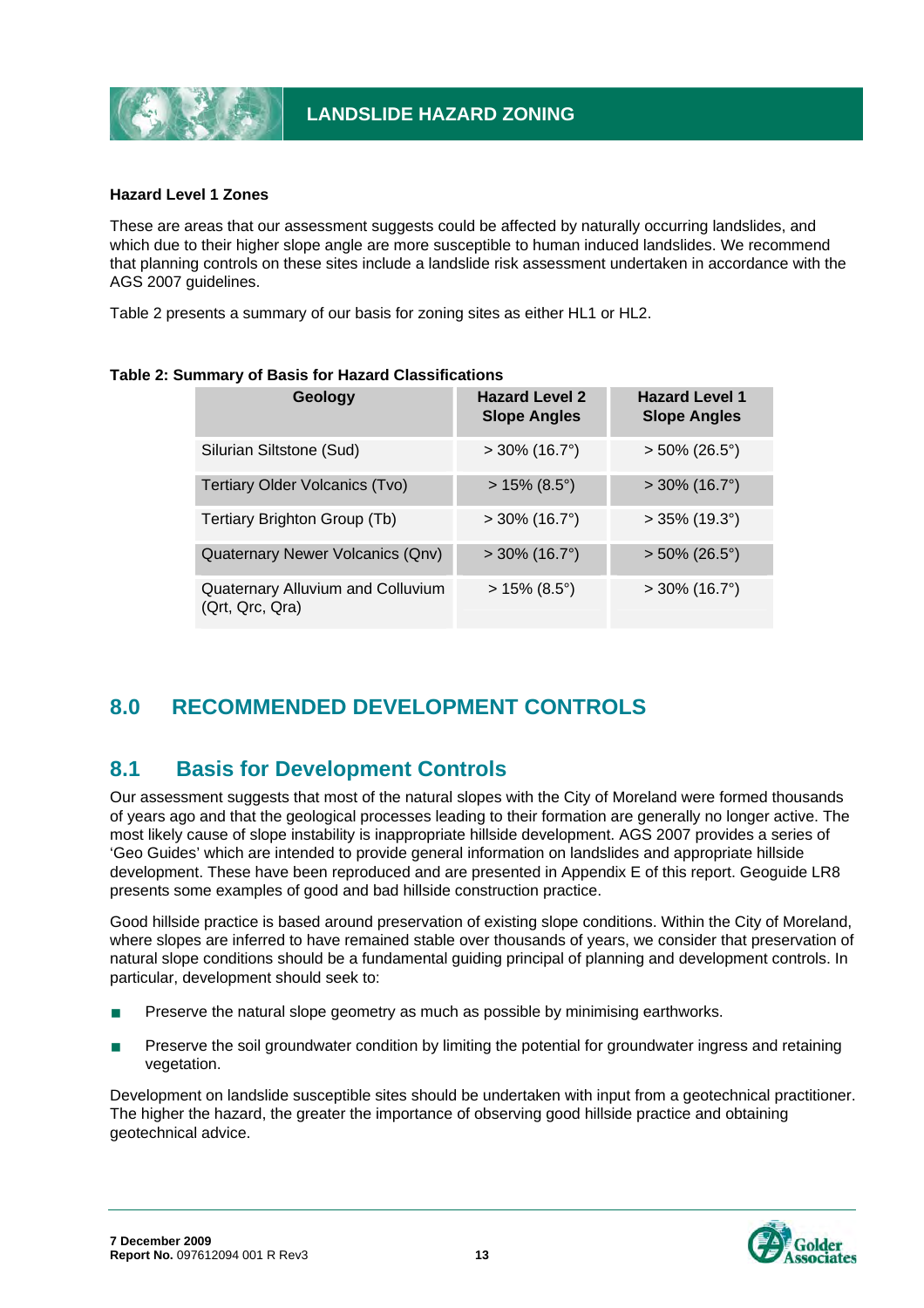#### Hazard Level 1 Zones

These are areas that our assessment suggests could be affected by naturally occurring landslides, and which due to their higher slope angle are more susceptible to human induced landslides. We recommend that planning controls on these sites include a landslide risk assessment undertaken in accordance with the AGS 2007 guidelines.

Table 2 presents a summary of our basis for zoning sites as either HL1 or HL2.

**Table 2: Summary of Basis for Hazard Classifications**

| Geology | Hazard Level 2 Slope Angles | Hazard Level 1 Slope Angles |
|---|---|---|
| Silurian Siltstone (Sud) | > 30% (16.7°) | > 50% (26.5°) |
| Tertiary Older Volcanics (Tvo) | > 15% (8.5°) | > 30% (16.7°) |
| Tertiary Brighton Group (Tb) | > 30% (16.7°) | > 35% (19.3°) |
| Quaternary Newer Volcanics (Qnv) | > 30% (16.7°) | > 50% (26.5°) |
| Quaternary Alluvium and Colluvium (Qrt, Qrc, Qra) | > 15% (8.5°) | > 30% (16.7°) |

# 8.0 RECOMMENDED DEVELOPMENT CONTROLS

## 8.1 Basis for Development Controls

Our assessment suggests that most of the natural slopes with the City of Moreland were formed thousands of years ago and that the geological processes leading to their formation are generally no longer active. The most likely cause of slope instability is inappropriate hillside development. AGS 2007 provides a series of 'Geo Guides' which are intended to provide general information on landslides and appropriate hillside development. These have been reproduced and are presented in Appendix E of this report. Geoguide LR8 presents some examples of good and bad hillside construction practice.

Good hillside practice is based around preservation of existing slope conditions. Within the City of Moreland, where slopes are inferred to have remained stable over thousands of years, we consider that preservation of natural slope conditions should be a fundamental guiding principal of planning and development controls. In particular, development should seek to:

- Preserve the natural slope geometry as much as possible by minimising earthworks.
- Preserve the soil groundwater condition by limiting the potential for groundwater ingress and retaining vegetation.

Development on landslide susceptible sites should be undertaken with input from a geotechnical practitioner. The higher the hazard, the greater the importance of observing good hillside practice and obtaining geotechnical advice.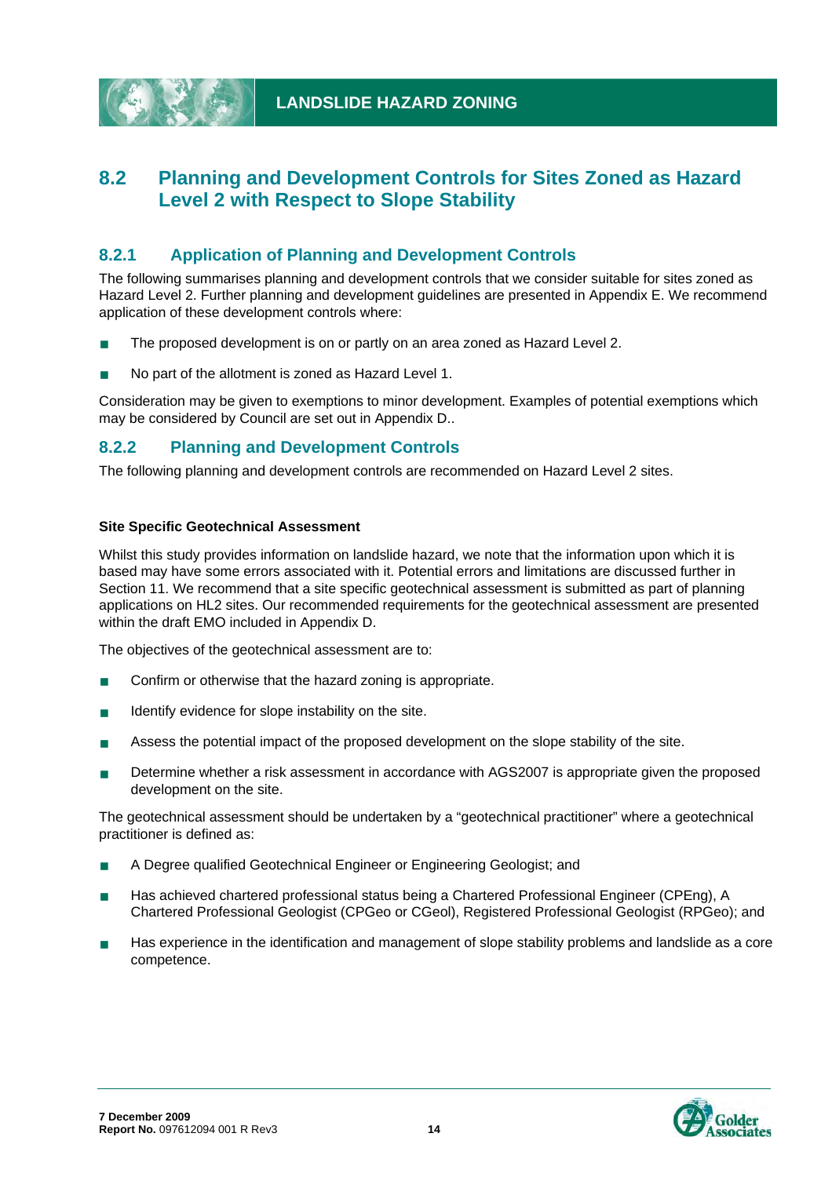## 8.2 Planning and Development Controls for Sites Zoned as Hazard Level 2 with Respect to Slope Stability

### 8.2.1 Application of Planning and Development Controls

The following summarises planning and development controls that we consider suitable for sites zoned as Hazard Level 2. Further planning and development guidelines are presented in Appendix E. We recommend application of these development controls where:

- The proposed development is on or partly on an area zoned as Hazard Level 2.
- No part of the allotment is zoned as Hazard Level 1.

Consideration may be given to exemptions to minor development. Examples of potential exemptions which may be considered by Council are set out in Appendix D..

### 8.2.2 Planning and Development Controls

The following planning and development controls are recommended on Hazard Level 2 sites.

**Site Specific Geotechnical Assessment**

Whilst this study provides information on landslide hazard, we note that the information upon which it is based may have some errors associated with it. Potential errors and limitations are discussed further in Section 11. We recommend that a site specific geotechnical assessment is submitted as part of planning applications on HL2 sites. Our recommended requirements for the geotechnical assessment are presented within the draft EMO included in Appendix D.

The objectives of the geotechnical assessment are to:

- Confirm or otherwise that the hazard zoning is appropriate.
- Identify evidence for slope instability on the site.
- Assess the potential impact of the proposed development on the slope stability of the site.
- Determine whether a risk assessment in accordance with AGS2007 is appropriate given the proposed development on the site.

The geotechnical assessment should be undertaken by a "geotechnical practitioner" where a geotechnical practitioner is defined as:

- A Degree qualified Geotechnical Engineer or Engineering Geologist; and
- Has achieved chartered professional status being a Chartered Professional Engineer (CPEng), A Chartered Professional Geologist (CPGeo or CGeol), Registered Professional Geologist (RPGeo); and
- Has experience in the identification and management of slope stability problems and landslide as a core competence.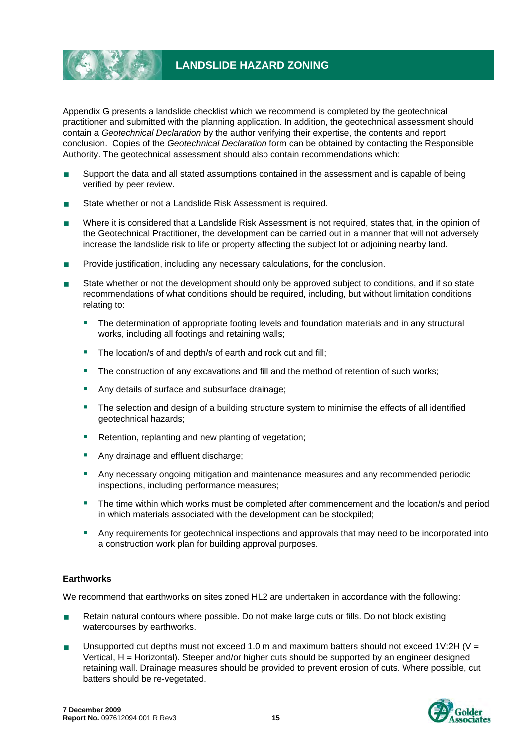Appendix G presents a landslide checklist which we recommend is completed by the geotechnical practitioner and submitted with the planning application. In addition, the geotechnical assessment should contain a *Geotechnical Declaration* by the author verifying their expertise, the contents and report conclusion. Copies of the *Geotechnical Declaration* form can be obtained by contacting the Responsible Authority. The geotechnical assessment should also contain recommendations which:

- Support the data and all stated assumptions contained in the assessment and is capable of being verified by peer review.
- State whether or not a Landslide Risk Assessment is required.
- Where it is considered that a Landslide Risk Assessment is not required, states that, in the opinion of the Geotechnical Practitioner, the development can be carried out in a manner that will not adversely increase the landslide risk to life or property affecting the subject lot or adjoining nearby land.
- Provide justification, including any necessary calculations, for the conclusion.
- State whether or not the development should only be approved subject to conditions, and if so state recommendations of what conditions should be required, including, but without limitation conditions relating to:
  - The determination of appropriate footing levels and foundation materials and in any structural works, including all footings and retaining walls;
  - The location/s of and depth/s of earth and rock cut and fill;
  - The construction of any excavations and fill and the method of retention of such works;
  - Any details of surface and subsurface drainage;
  - The selection and design of a building structure system to minimise the effects of all identified geotechnical hazards;
  - Retention, replanting and new planting of vegetation;
  - Any drainage and effluent discharge;
  - Any necessary ongoing mitigation and maintenance measures and any recommended periodic inspections, including performance measures;
  - The time within which works must be completed after commencement and the location/s and period in which materials associated with the development can be stockpiled;
  - Any requirements for geotechnical inspections and approvals that may need to be incorporated into a construction work plan for building approval purposes.

**Earthworks**

We recommend that earthworks on sites zoned HL2 are undertaken in accordance with the following:

- Retain natural contours where possible. Do not make large cuts or fills. Do not block existing watercourses by earthworks.
- Unsupported cut depths must not exceed 1.0 m and maximum batters should not exceed 1V:2H (V = Vertical, H = Horizontal). Steeper and/or higher cuts should be supported by an engineer designed retaining wall. Drainage measures should be provided to prevent erosion of cuts. Where possible, cut batters should be re-vegetated.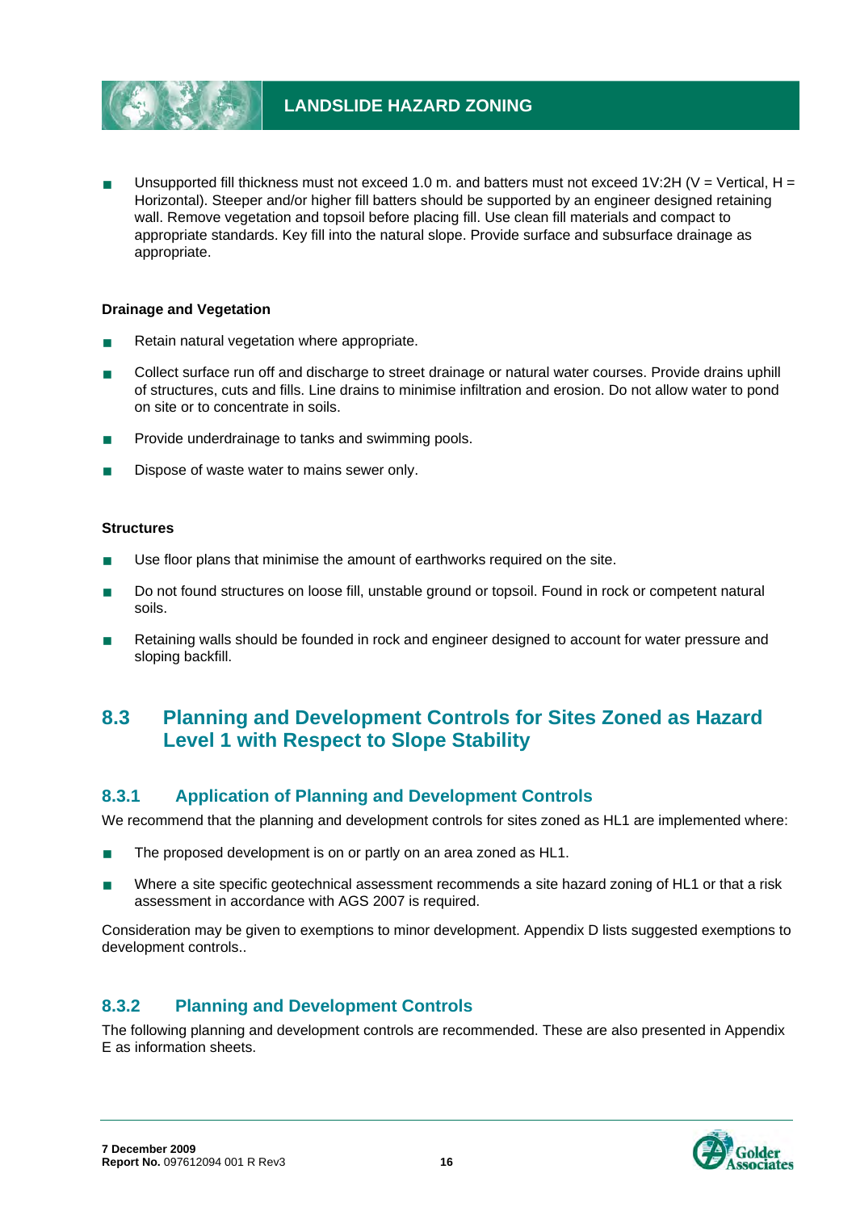- Unsupported fill thickness must not exceed 1.0 m. and batters must not exceed 1V:2H (V = Vertical, H = Horizontal). Steeper and/or higher fill batters should be supported by an engineer designed retaining wall. Remove vegetation and topsoil before placing fill. Use clean fill materials and compact to appropriate standards. Key fill into the natural slope. Provide surface and subsurface drainage as appropriate.

**Drainage and Vegetation**

- Retain natural vegetation where appropriate.
- Collect surface run off and discharge to street drainage or natural water courses. Provide drains uphill of structures, cuts and fills. Line drains to minimise infiltration and erosion. Do not allow water to pond on site or to concentrate in soils.
- Provide underdrainage to tanks and swimming pools.
- Dispose of waste water to mains sewer only.

**Structures**

- Use floor plans that minimise the amount of earthworks required on the site.
- Do not found structures on loose fill, unstable ground or topsoil. Found in rock or competent natural soils.
- Retaining walls should be founded in rock and engineer designed to account for water pressure and sloping backfill.

## 8.3 Planning and Development Controls for Sites Zoned as Hazard Level 1 with Respect to Slope Stability

### 8.3.1 Application of Planning and Development Controls

We recommend that the planning and development controls for sites zoned as HL1 are implemented where:

- The proposed development is on or partly on an area zoned as HL1.
- Where a site specific geotechnical assessment recommends a site hazard zoning of HL1 or that a risk assessment in accordance with AGS 2007 is required.

Consideration may be given to exemptions to minor development. Appendix D lists suggested exemptions to development controls..

### 8.3.2 Planning and Development Controls

The following planning and development controls are recommended. These are also presented in Appendix E as information sheets.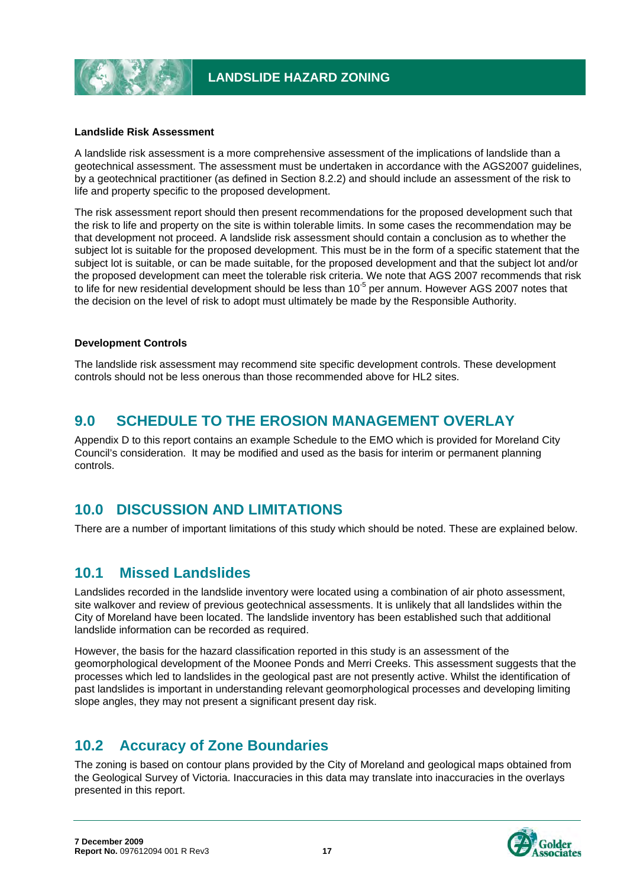**Landslide Risk Assessment**

A landslide risk assessment is a more comprehensive assessment of the implications of landslide than a geotechnical assessment. The assessment must be undertaken in accordance with the AGS2007 guidelines, by a geotechnical practitioner (as defined in Section 8.2.2) and should include an assessment of the risk to life and property specific to the proposed development.

The risk assessment report should then present recommendations for the proposed development such that the risk to life and property on the site is within tolerable limits. In some cases the recommendation may be that development not proceed. A landslide risk assessment should contain a conclusion as to whether the subject lot is suitable for the proposed development. This must be in the form of a specific statement that the subject lot is suitable, or can be made suitable, for the proposed development and that the subject lot and/or the proposed development can meet the tolerable risk criteria. We note that AGS 2007 recommends that risk to life for new residential development should be less than $10^{-5}$ per annum. However AGS 2007 notes that the decision on the level of risk to adopt must ultimately be made by the Responsible Authority.

**Development Controls**

The landslide risk assessment may recommend site specific development controls. These development controls should not be less onerous than those recommended above for HL2 sites.

## 9.0 SCHEDULE TO THE EROSION MANAGEMENT OVERLAY

Appendix D to this report contains an example Schedule to the EMO which is provided for Moreland City Council's consideration. It may be modified and used as the basis for interim or permanent planning controls.

## 10.0 DISCUSSION AND LIMITATIONS

There are a number of important limitations of this study which should be noted. These are explained below.

## 10.1 Missed Landslides

Landslides recorded in the landslide inventory were located using a combination of air photo assessment, site walkover and review of previous geotechnical assessments. It is unlikely that all landslides within the City of Moreland have been located. The landslide inventory has been established such that additional landslide information can be recorded as required.

However, the basis for the hazard classification reported in this study is an assessment of the geomorphological development of the Moonee Ponds and Merri Creeks. This assessment suggests that the processes which led to landslides in the geological past are not presently active. Whilst the identification of past landslides is important in understanding relevant geomorphological processes and developing limiting slope angles, they may not present a significant present day risk.

## 10.2 Accuracy of Zone Boundaries

The zoning is based on contour plans provided by the City of Moreland and geological maps obtained from the Geological Survey of Victoria. Inaccuracies in this data may translate into inaccuracies in the overlays presented in this report.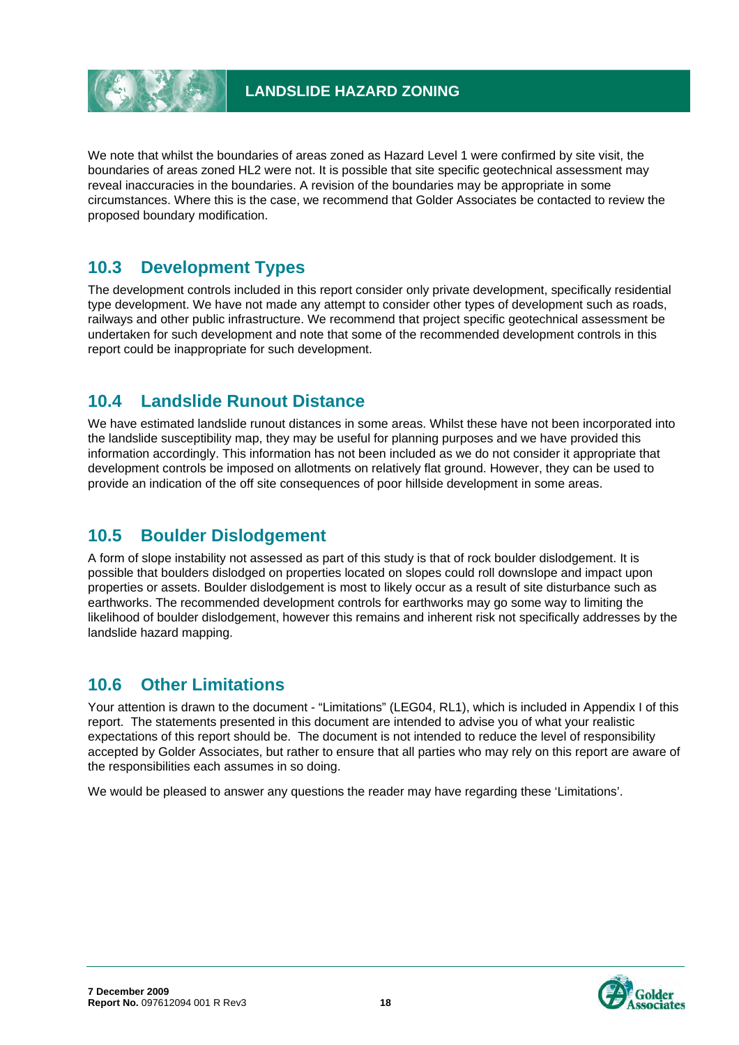We note that whilst the boundaries of areas zoned as Hazard Level 1 were confirmed by site visit, the boundaries of areas zoned HL2 were not. It is possible that site specific geotechnical assessment may reveal inaccuracies in the boundaries. A revision of the boundaries may be appropriate in some circumstances. Where this is the case, we recommend that Golder Associates be contacted to review the proposed boundary modification.

## 10.3 Development Types

The development controls included in this report consider only private development, specifically residential type development. We have not made any attempt to consider other types of development such as roads, railways and other public infrastructure. We recommend that project specific geotechnical assessment be undertaken for such development and note that some of the recommended development controls in this report could be inappropriate for such development.

## 10.4 Landslide Runout Distance

We have estimated landslide runout distances in some areas. Whilst these have not been incorporated into the landslide susceptibility map, they may be useful for planning purposes and we have provided this information accordingly. This information has not been included as we do not consider it appropriate that development controls be imposed on allotments on relatively flat ground. However, they can be used to provide an indication of the off site consequences of poor hillside development in some areas.

## 10.5 Boulder Dislodgement

A form of slope instability not assessed as part of this study is that of rock boulder dislodgement. It is possible that boulders dislodged on properties located on slopes could roll downslope and impact upon properties or assets. Boulder dislodgement is most to likely occur as a result of site disturbance such as earthworks. The recommended development controls for earthworks may go some way to limiting the likelihood of boulder dislodgement, however this remains and inherent risk not specifically addresses by the landslide hazard mapping.

## 10.6 Other Limitations

Your attention is drawn to the document - "Limitations" (LEG04, RL1), which is included in Appendix I of this report. The statements presented in this document are intended to advise you of what your realistic expectations of this report should be. The document is not intended to reduce the level of responsibility accepted by Golder Associates, but rather to ensure that all parties who may rely on this report are aware of the responsibilities each assumes in so doing.

We would be pleased to answer any questions the reader may have regarding these 'Limitations'.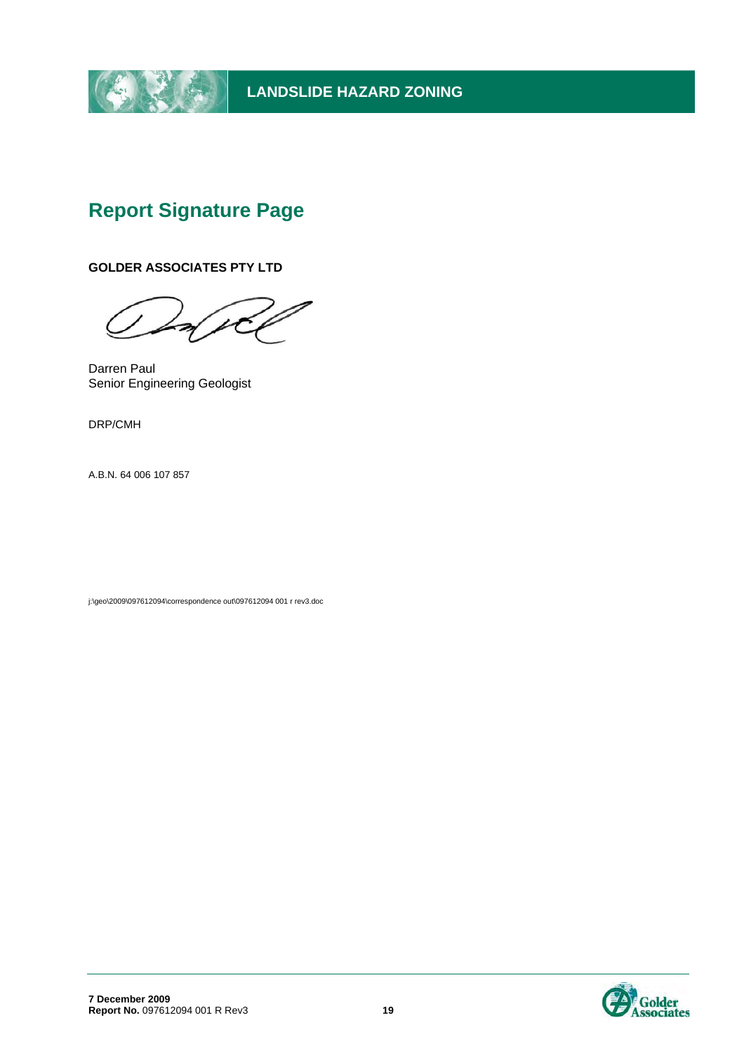# Report Signature Page

**GOLDER ASSOCIATES PTY LTD**

Darren Paul
Senior Engineering Geologist

DRP/CMH

A.B.N. 64 006 107 857

j:\geo\2009\097612094\correspondence out\097612094 001 r rev3.doc